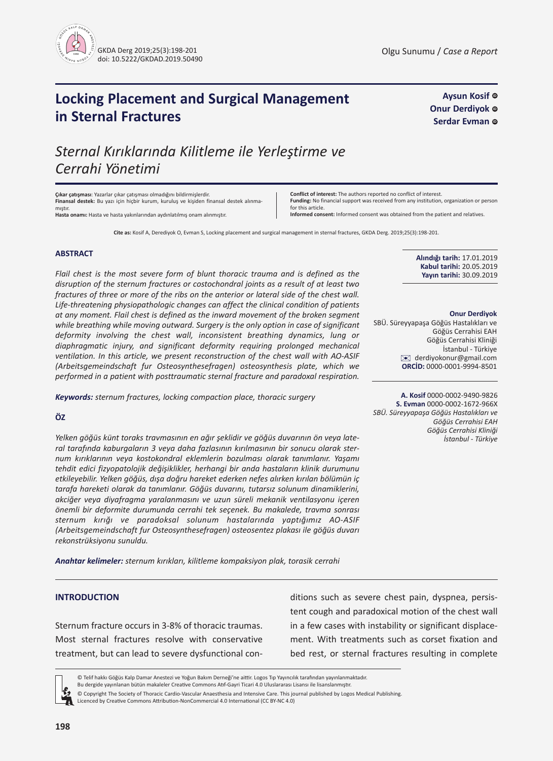Olgu Sunumu / *Case a Report*

# Locking Placement and Surgical Management in Sternal Fractures

**Aysun Kosif**
**Onur Derdiyok**
**Serdar Evman**

## *Sternal Kırıklarında Kilitleme ile Yerleştirme ve Cerrahi Yönetimi*

**Çıkar çatışması**: Yazarlar çıkar çatışması olmadığını bildirmişlerdir.
**Finansal destek:** Bu yazı için hiçbir kurum, kuruluş ve kişiden finansal destek alınmamıştır.
**Hasta onamı:** Hasta ve hasta yakınlarından aydınlatılmış onam alınmıştır.

**Conflict of interest:** The authors reported no conflict of interest.
**Funding:** No financial support was received from any institution, organization or person for this article.
**Informed consent:** Informed consent was obtained from the patient and relatives.

**Cite as:** Kosif A, Deredіyok O, Evman S, Locking placement and surgical management in sternal fractures, GKDA Derg. 2019;25(3):198-201.

**Alındığı tarih:** 17.01.2019
**Kabul tarihi:** 20.05.2019
**Yayın tarihi:** 30.09.2019

**Onur Derdiyok**
SBÜ. Süreyyapaşa Göğüs Hastalıkları ve Göğüs Cerrahisi EAH
Göğüs Cerrahisi Kliniği
İstanbul - Türkiye
derdiyokonur@gmail.com
**ORCİD:** 0000-0001-9994-8501

**A. Kosif** 0000-0002-9490-9826
**S. Evman** 0000-0002-1672-966X
*SBÜ. Süreyyapaşa Göğüs Hastalıkları ve Göğüs Cerrahisi EAH*
*Göğüs Cerrahisi Kliniği*
*İstanbul - Türkiye*

### ABSTRACT

*Flail chest is the most severe form of blunt thoracic trauma and is defined as the disruption of the sternum fractures or costochondral joints as a result of at least two fractures of three or more of the ribs on the anterior or lateral side of the chest wall. Life-threatening physiopathologic changes can affect the clinical condition of patients at any moment. Flail chest is defined as the inward movement of the broken segment while breathing while moving outward. Surgery is the only option in case of significant deformity involving the chest wall, inconsistent breathing dynamics, lung or diaphragmatic injury, and significant deformity requiring prolonged mechanical ventilation. In this article, we present reconstruction of the chest wall with AO-ASIF (Arbeitsgemeindschaft fur Osteosynthesefragen) osteosynthesis plate, which we performed in a patient with posttraumatic sternal fracture and paradoxal respiration.*

***Keywords:*** *sternum fractures, locking compaction place, thoracic surgery*

### ÖZ

*Yelken göğüs künt toraks travmasının en ağır şeklidir ve göğüs duvarının ön veya lateral tarafında kaburgaların 3 veya daha fazlasının kırılmasının bir sonucu olarak sternum kırıklarının veya kostokondral eklemlerin bozulması olarak tanımlanır. Yaşamı tehdit edici fizyopatolojik değişiklikler, herhangi bir anda hastaların klinik durumunu etkileyebilir. Yelken göğüs, dışa doğru hareket ederken nefes alırken kırılan bölümün iç tarafa hareketi olarak da tanımlanır. Göğüs duvarını, tutarsız solunum dinamiklerini, akciğer veya diyafragma yaralanmasını ve uzun süreli mekanik ventilasyonu içeren önemli bir deformite durumunda cerrahi tek seçenek. Bu makalede, travma sonrası sternum kırığı ve paradoksal solunum hastalarında yaptığımız AO-ASIF (Arbeitsgemeindschaft fur Osteosynthesefragen) osteosentez plakası ile göğüs duvarı rekonstrüksiyonu sunuldu.*

***Anahtar kelimeler:*** *sternum kırıkları, kilitleme kompaksiyon plak, torasik cerrahi*

## INTRODUCTION

Sternum fracture occurs in 3-8% of thoracic traumas. Most sternal fractures resolve with conservative treatment, but can lead to severe dysfunctional conditions such as severe chest pain, dyspnea, persistent cough and paradoxical motion of the chest wall in a few cases with instability or significant displacement. With treatments such as corset fixation and bed rest, or sternal fractures resulting in complete

© Telif hakkı Göğüs Kalp Damar Anestezi ve Yoğun Bakım Derneği'ne aittir. Logos Tıp Yayıncılık tarafından yayınlanmaktadır.
Bu dergide yayınlanan bütün makaleler Creative Commons Atıf-Gayri Ticari 4.0 Uluslararası Lisansı ile lisanslanmıştır.
© Copyright The Society of Thoracic Cardio-Vascular Anaesthesia and Intensive Care. This journal published by Logos Medical Publishing.
Licenced by Creative Commons Attribution-NonCommercial 4.0 International (CC BY-NC 4.0)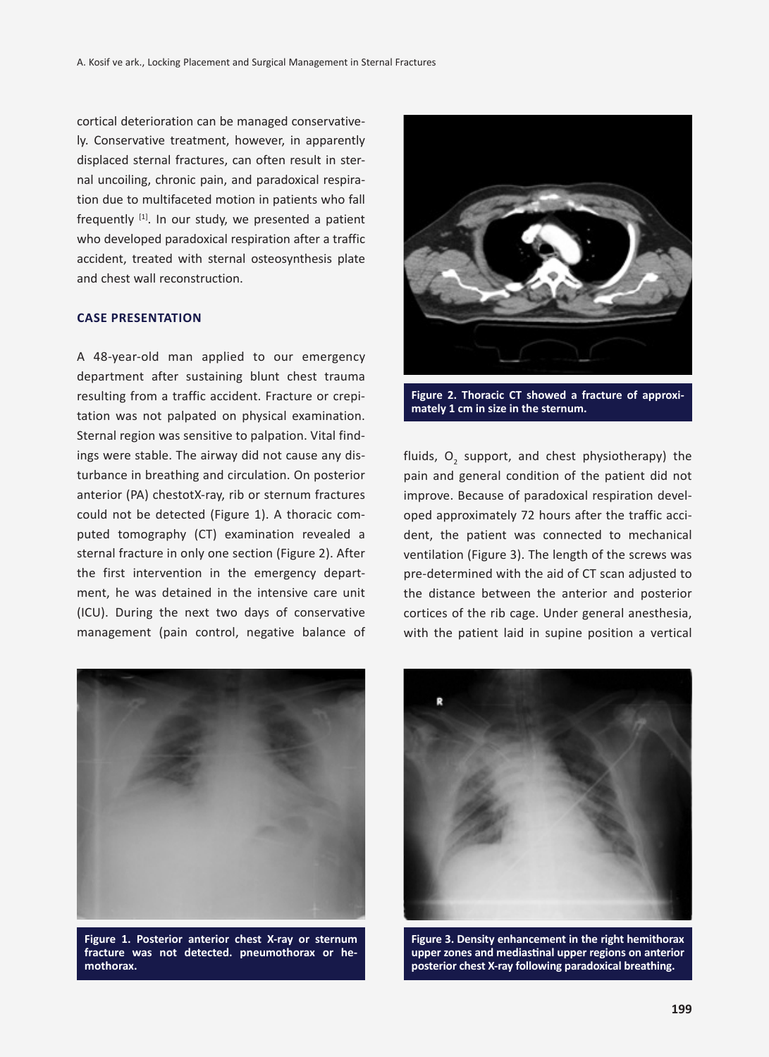cortical deterioration can be managed conservatively. Conservative treatment, however, in apparently displaced sternal fractures, can often result in sternal uncoiling, chronic pain, and paradoxical respiration due to multifaceted motion in patients who fall frequently [1]. In our study, we presented a patient who developed paradoxical respiration after a traffic accident, treated with sternal osteosynthesis plate and chest wall reconstruction.

### CASE PRESENTATION

A 48-year-old man applied to our emergency department after sustaining blunt chest trauma resulting from a traffic accident. Fracture or crepitation was not palpated on physical examination. Sternal region was sensitive to palpation. Vital findings were stable. The airway did not cause any disturbance in breathing and circulation. On posterior anterior (PA) chestotX-ray, rib or sternum fractures could not be detected (Figure 1). A thoracic computed tomography (CT) examination revealed a sternal fracture in only one section (Figure 2). After the first intervention in the emergency department, he was detained in the intensive care unit (ICU). During the next two days of conservative management (pain control, negative balance of fluids, $O_2$ support, and chest physiotherapy) the pain and general condition of the patient did not improve. Because of paradoxical respiration developed approximately 72 hours after the traffic accident, the patient was connected to mechanical ventilation (Figure 3). The length of the screws was pre-determined with the aid of CT scan adjusted to the distance between the anterior and posterior cortices of the rib cage. Under general anesthesia, with the patient laid in supine position a vertical

**Figure 2. Thoracic CT showed a fracture of approximately 1 cm in size in the sternum.**

**Figure 1. Posterior anterior chest X-ray or sternum fracture was not detected. pneumothorax or hemothorax.**

**Figure 3. Density enhancement in the right hemithorax upper zones and mediastinal upper regions on anterior posterior chest X-ray following paradoxical breathing.**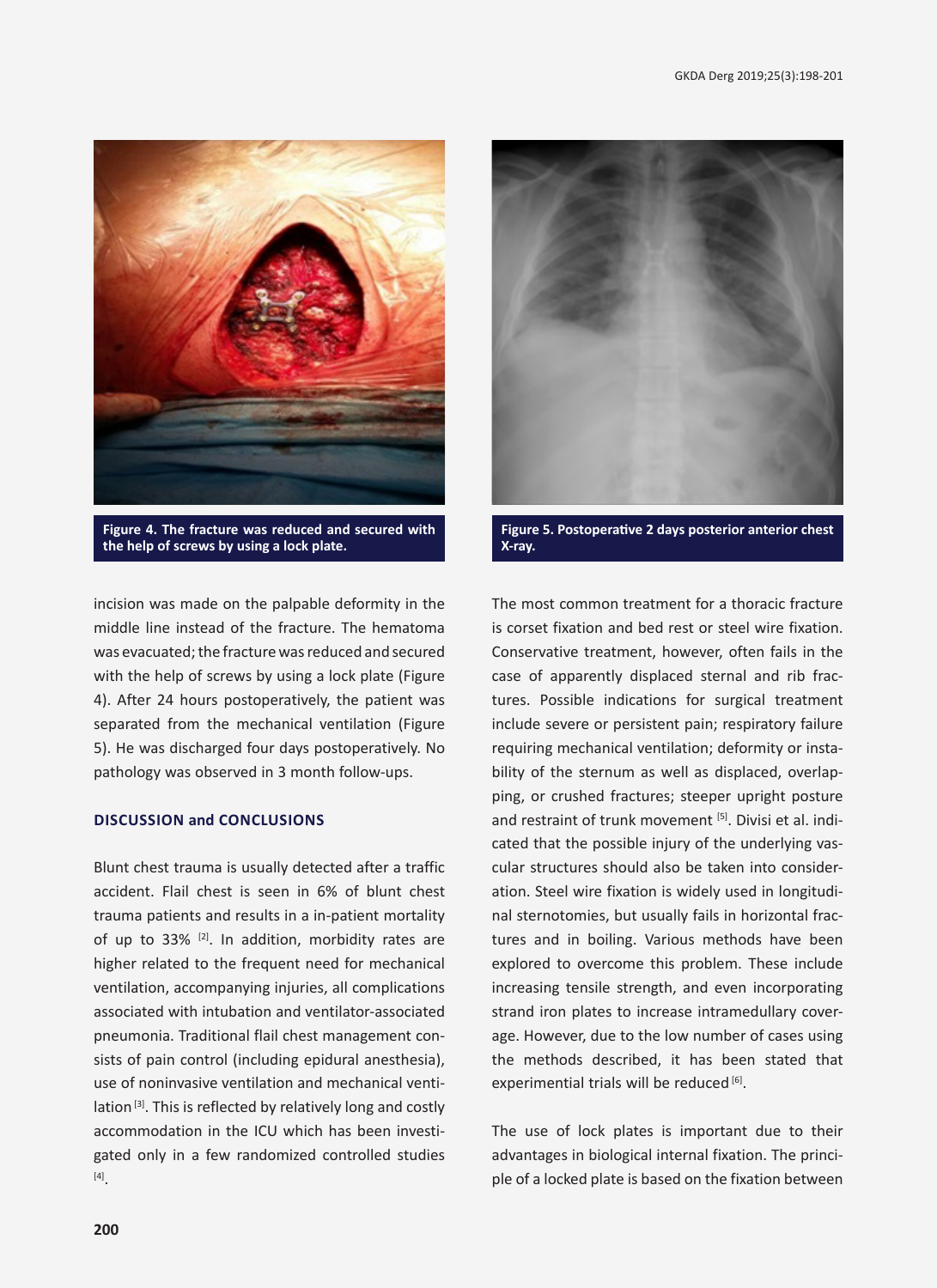Figure 4. The fracture was reduced and secured with the help of screws by using a lock plate.

Figure 5. Postoperative 2 days posterior anterior chest X-ray.

incision was made on the palpable deformity in the middle line instead of the fracture. The hematoma was evacuated; the fracture was reduced and secured with the help of screws by using a lock plate (Figure 4). After 24 hours postoperatively, the patient was separated from the mechanical ventilation (Figure 5). He was discharged four days postoperatively. No pathology was observed in 3 month follow-ups.

## DISCUSSION and CONCLUSIONS

Blunt chest trauma is usually detected after a traffic accident. Flail chest is seen in 6% of blunt chest trauma patients and results in a in-patient mortality of up to 33% [2]. In addition, morbidity rates are higher related to the frequent need for mechanical ventilation, accompanying injuries, all complications associated with intubation and ventilator-associated pneumonia. Traditional flail chest management consists of pain control (including epidural anesthesia), use of noninvasive ventilation and mechanical ventilation [3]. This is reflected by relatively long and costly accommodation in the ICU which has been investigated only in a few randomized controlled studies [4].

The most common treatment for a thoracic fracture is corset fixation and bed rest or steel wire fixation. Conservative treatment, however, often fails in the case of apparently displaced sternal and rib fractures. Possible indications for surgical treatment include severe or persistent pain; respiratory failure requiring mechanical ventilation; deformity or instability of the sternum as well as displaced, overlapping, or crushed fractures; steeper upright posture and restraint of trunk movement [5]. Divisi et al. indicated that the possible injury of the underlying vascular structures should also be taken into consideration. Steel wire fixation is widely used in longitudinal sternotomies, but usually fails in horizontal fractures and in boiling. Various methods have been explored to overcome this problem. These include increasing tensile strength, and even incorporating strand iron plates to increase intramedullary coverage. However, due to the low number of cases using the methods described, it has been stated that experimential trials will be reduced [6].

The use of lock plates is important due to their advantages in biological internal fixation. The principle of a locked plate is based on the fixation between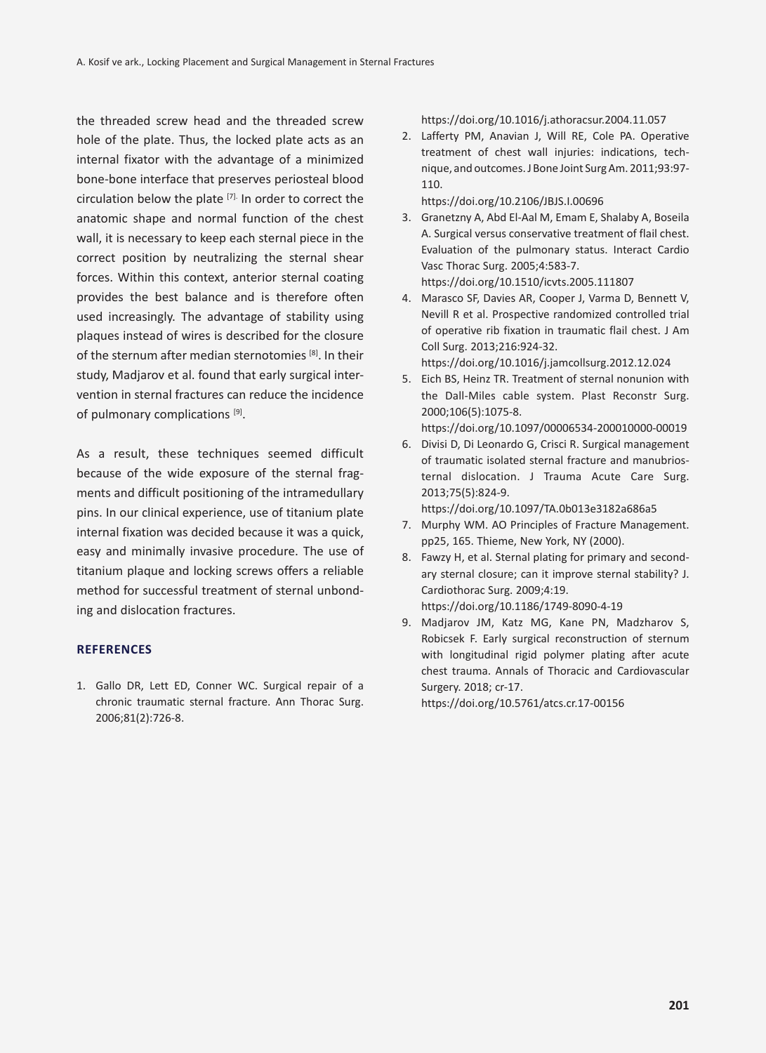the threaded screw head and the threaded screw hole of the plate. Thus, the locked plate acts as an internal fixator with the advantage of a minimized bone-bone interface that preserves periosteal blood circulation below the plate [7]. In order to correct the anatomic shape and normal function of the chest wall, it is necessary to keep each sternal piece in the correct position by neutralizing the sternal shear forces. Within this context, anterior sternal coating provides the best balance and is therefore often used increasingly. The advantage of stability using plaques instead of wires is described for the closure of the sternum after median sternotomies [8]. In their study, Madjarov et al. found that early surgical intervention in sternal fractures can reduce the incidence of pulmonary complications [9].

As a result, these techniques seemed difficult because of the wide exposure of the sternal fragments and difficult positioning of the intramedullary pins. In our clinical experience, use of titanium plate internal fixation was decided because it was a quick, easy and minimally invasive procedure. The use of titanium plaque and locking screws offers a reliable method for successful treatment of sternal unbonding and dislocation fractures.

## REFERENCES

1. Gallo DR, Lett ED, Conner WC. Surgical repair of a chronic traumatic sternal fracture. Ann Thorac Surg. 2006;81(2):726-8.
   https://doi.org/10.1016/j.athoracsur.2004.11.057
2. Lafferty PM, Anavian J, Will RE, Cole PA. Operative treatment of chest wall injuries: indications, technique, and outcomes. J Bone Joint Surg Am. 2011;93:97-110.
   https://doi.org/10.2106/JBJS.I.00696
3. Granetzny A, Abd El-Aal M, Emam E, Shalaby A, Boseila A. Surgical versus conservative treatment of flail chest. Evaluation of the pulmonary status. Interact Cardio Vasc Thorac Surg. 2005;4:583-7.
   https://doi.org/10.1510/icvts.2005.111807
4. Marasco SF, Davies AR, Cooper J, Varma D, Bennett V, Nevill R et al. Prospective randomized controlled trial of operative rib fixation in traumatic flail chest. J Am Coll Surg. 2013;216:924-32.
   https://doi.org/10.1016/j.jamcollsurg.2012.12.024
5. Eich BS, Heinz TR. Treatment of sternal nonunion with the Dall-Miles cable system. Plast Reconstr Surg. 2000;106(5):1075-8.
   https://doi.org/10.1097/00006534-200010000-00019
6. Divisi D, Di Leonardo G, Crisci R. Surgical management of traumatic isolated sternal fracture and manubriosternal dislocation. J Trauma Acute Care Surg. 2013;75(5):824-9.
   https://doi.org/10.1097/TA.0b013e3182a686a5
7. Murphy WM. AO Principles of Fracture Management. pp25, 165. Thieme, New York, NY (2000).
8. Fawzy H, et al. Sternal plating for primary and secondary sternal closure; can it improve sternal stability? J. Cardiothorac Surg. 2009;4:19.
   https://doi.org/10.1186/1749-8090-4-19
9. Madjarov JM, Katz MG, Kane PN, Madzharov S, Robicsek F. Early surgical reconstruction of sternum with longitudinal rigid polymer plating after acute chest trauma. Annals of Thoracic and Cardiovascular Surgery. 2018; cr-17.
   https://doi.org/10.5761/atcs.cr.17-00156